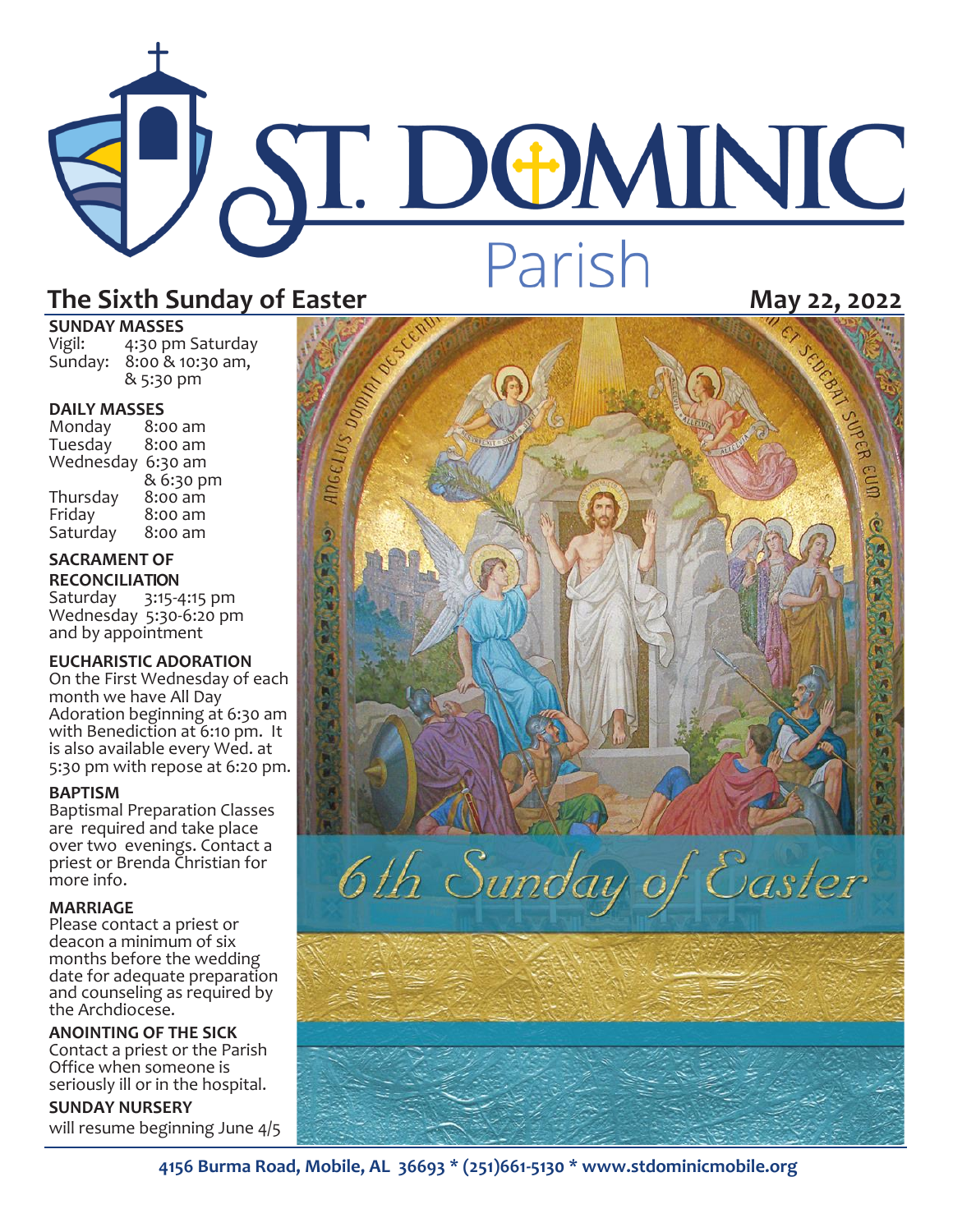# ST. DOMINIC Parish

## The Sixth Sunday of Easter

**May 22, 2022**

**SUNDAY MASSES**
Vigil: 4:30 pm Saturday
Sunday: 8:00 & 10:30 am, & 5:30 pm

**DAILY MASSES**
Monday 8:00 am
Tuesday 8:00 am
Wednesday 6:30 am & 6:30 pm
Thursday 8:00 am
Friday 8:00 am
Saturday 8:00 am

**SACRAMENT OF RECONCILIATION**
Saturday 3:15-4:15 pm
Wednesday 5:30-6:20 pm
and by appointment

**EUCHARISTIC ADORATION**
On the First Wednesday of each month we have All Day Adoration beginning at 6:30 am with Benediction at 6:10 pm. It is also available every Wed. at 5:30 pm with repose at 6:20 pm.

**BAPTISM**
Baptismal Preparation Classes are required and take place over two evenings. Contact a priest or Brenda Christian for more info.

**MARRIAGE**
Please contact a priest or deacon a minimum of six months before the wedding date for adequate preparation and counseling as required by the Archdiocese.

**ANOINTING OF THE SICK**
Contact a priest or the Parish Office when someone is seriously ill or in the hospital.

**SUNDAY NURSERY**
will resume beginning June 4/5

*6th Sunday of Easter*

**4156 Burma Road, Mobile, AL 36693 * (251)661-5130 * www.stdominicmobile.org**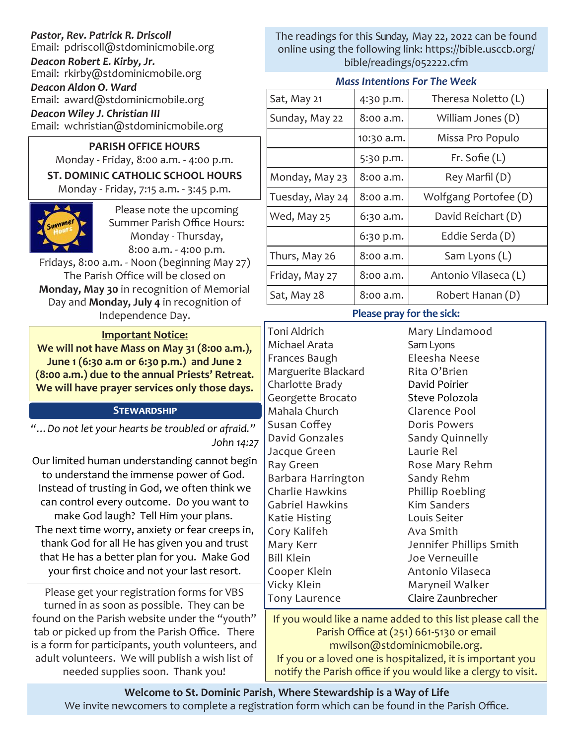***Pastor, Rev. Patrick R. Driscoll***
Email: pdriscoll@stdominicmobile.org

***Deacon Robert E. Kirby, Jr.***
Email: rkirby@stdominicmobile.org

***Deacon Aldon O. Ward***
Email: award@stdominicmobile.org

***Deacon Wiley J. Christian III***
Email: wchristian@stdominicmobile.org

**PARISH OFFICE HOURS**
Monday - Friday, 8:00 a.m. - 4:00 p.m.

**ST. DOMINIC CATHOLIC SCHOOL HOURS**
Monday - Friday, 7:15 a.m. - 3:45 p.m.

Please note the upcoming Summer Parish Office Hours: Monday - Thursday, 8:00 a.m. - 4:00 p.m. Fridays, 8:00 a.m. - Noon (beginning May 27)
The Parish Office will be closed on **Monday, May 30** in recognition of Memorial Day and **Monday, July 4** in recognition of Independence Day.

**Important Notice:**
**We will not have Mass on May 31 (8:00 a.m.), June 1 (6:30 a.m or 6:30 p.m.) and June 2 (8:00 a.m.) due to the annual Priests' Retreat. We will have prayer services only those days.**

## STEWARDSHIP

*"…Do not let your hearts be troubled or afraid."*
*John 14:27*

Our limited human understanding cannot begin to understand the immense power of God. Instead of trusting in God, we often think we can control every outcome. Do you want to make God laugh? Tell Him your plans. The next time worry, anxiety or fear creeps in, thank God for all He has given you and trust that He has a better plan for you. Make God your first choice and not your last resort.

---

Please get your registration forms for VBS turned in as soon as possible. They can be found on the Parish website under the "youth" tab or picked up from the Parish Office. There is a form for participants, youth volunteers, and adult volunteers. We will publish a wish list of needed supplies soon. Thank you!

The readings for this Sunday, May 22, 2022 can be found online using the following link: https://bible.usccb.org/bible/readings/052222.cfm

### *Mass Intentions For The Week*

| | | |
|---|---|---|
| Sat, May 21 | 4:30 p.m. | Theresa Noletto (L) |
| Sunday, May 22 | 8:00 a.m. | William Jones (D) |
| | 10:30 a.m. | Missa Pro Populo |
| | 5:30 p.m. | Fr. Sofie (L) |
| Monday, May 23 | 8:00 a.m. | Rey Marfil (D) |
| Tuesday, May 24 | 8:00 a.m. | Wolfgang Portofee (D) |
| Wed, May 25 | 6:30 a.m. | David Reichart (D) |
| | 6:30 p.m. | Eddie Serda (D) |
| Thurs, May 26 | 8:00 a.m. | Sam Lyons (L) |
| Friday, May 27 | 8:00 a.m. | Antonio Vilaseca (L) |
| Sat, May 28 | 8:00 a.m. | Robert Hanan (D) |

### Please pray for the sick:

Toni Aldrich
Michael Arata
Frances Baugh
Marguerite Blackard
Charlotte Brady
Georgette Brocato
Mahala Church
Susan Coffey
David Gonzales
Jacque Green
Ray Green
Barbara Harrington
Charlie Hawkins
Gabriel Hawkins
Katie Histing
Cory Kalifeh
Mary Kerr
Bill Klein
Cooper Klein
Vicky Klein
Tony Laurence
Mary Lindamood
Sam Lyons
Eleesha Neese
Rita O'Brien
David Poirier
Steve Polozola
Clarence Pool
Doris Powers
Sandy Quinnelly
Laurie Rel
Rose Mary Rehm
Sandy Rehm
Phillip Roebling
Kim Sanders
Louis Seiter
Ava Smith
Jennifer Phillips Smith
Joe Verneuille
Antonio Vilaseca
Maryneil Walker
Claire Zaunbrecher

If you would like a name added to this list please call the Parish Office at (251) 661-5130 or email mwilson@stdominicmobile.org.
If you or a loved one is hospitalized, it is important you notify the Parish office if you would like a clergy to visit.

**Welcome to St. Dominic Parish, Where Stewardship is a Way of Life**
We invite newcomers to complete a registration form which can be found in the Parish Office.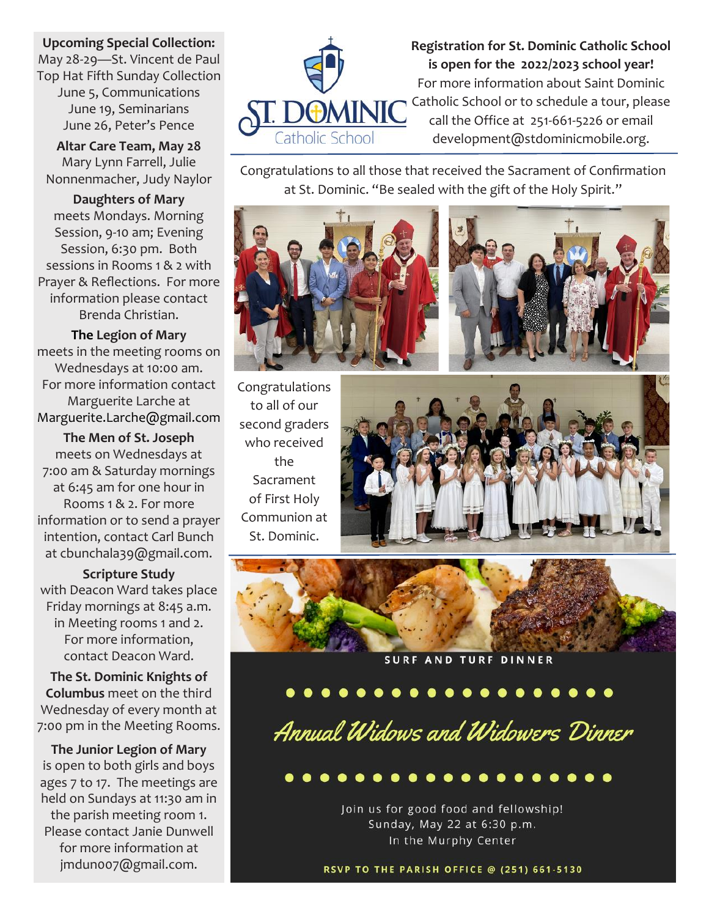**Upcoming Special Collection:**
May 28-29—St. Vincent de Paul Top Hat Fifth Sunday Collection
June 5, Communications
June 19, Seminarians
June 26, Peter's Pence

**Altar Care Team, May 28**
Mary Lynn Farrell, Julie Nonnenmacher, Judy Naylor

**Daughters of Mary**
meets Mondays. Morning Session, 9-10 am; Evening Session, 6:30 pm. Both sessions in Rooms 1 & 2 with Prayer & Reflections. For more information please contact Brenda Christian.

**The Legion of Mary**
meets in the meeting rooms on Wednesdays at 10:00 am. For more information contact Marguerite Larche at Marguerite.Larche@gmail.com

**The Men of St. Joseph**
meets on Wednesdays at 7:00 am & Saturday mornings at 6:45 am for one hour in Rooms 1 & 2. For more information or to send a prayer intention, contact Carl Bunch at cbunchala39@gmail.com.

**Scripture Study**
with Deacon Ward takes place Friday mornings at 8:45 a.m. in Meeting rooms 1 and 2. For more information, contact Deacon Ward.

**The St. Dominic Knights of Columbus** meet on the third Wednesday of every month at 7:00 pm in the Meeting Rooms.

**The Junior Legion of Mary**
is open to both girls and boys ages 7 to 17. The meetings are held on Sundays at 11:30 am in the parish meeting room 1. Please contact Janie Dunwell for more information at jmdun007@gmail.com.

ST. DOMINIC Catholic School

**Registration for St. Dominic Catholic School is open for the 2022/2023 school year!**
For more information about Saint Dominic Catholic School or to schedule a tour, please call the Office at 251-661-5226 or email development@stdominicmobile.org.

Congratulations to all those that received the Sacrament of Confirmation at St. Dominic. "Be sealed with the gift of the Holy Spirit."

Congratulations to all of our second graders who received the Sacrament of First Holy Communion at St. Dominic.

SURF AND TURF DINNER

*Annual Widows and Widowers Dinner*

Join us for good food and fellowship!
Sunday, May 22 at 6:30 p.m.
In the Murphy Center

RSVP TO THE PARISH OFFICE @ (251) 661-5130